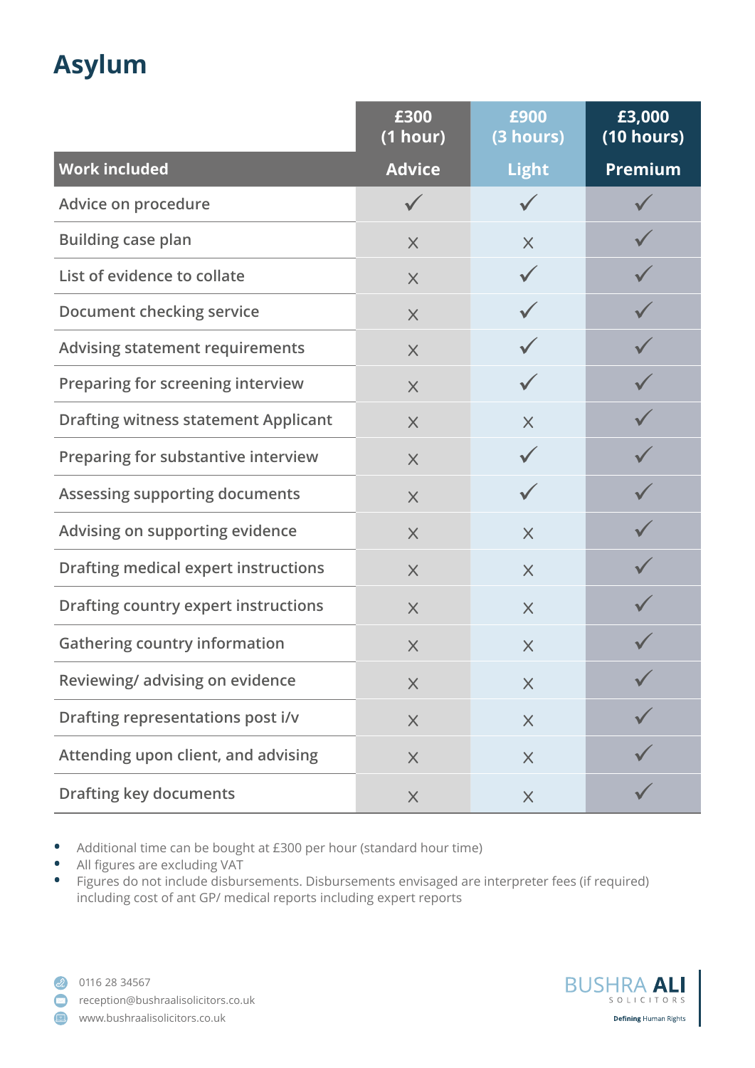# Asylum

| Work included | £300 (1 hour) Advice | £900 (3 hours) Light | £3,000 (10 hours) Premium |
|---|---|---|---|
| Advice on procedure | ✓ | ✓ | ✓ |
| Building case plan | × | × | ✓ |
| List of evidence to collate | × | ✓ | ✓ |
| Document checking service | × | ✓ | ✓ |
| Advising statement requirements | × | ✓ | ✓ |
| Preparing for screening interview | × | ✓ | ✓ |
| Drafting witness statement Applicant | × | × | ✓ |
| Preparing for substantive interview | × | ✓ | ✓ |
| Assessing supporting documents | × | ✓ | ✓ |
| Advising on supporting evidence | × | × | ✓ |
| Drafting medical expert instructions | × | × | ✓ |
| Drafting country expert instructions | × | × | ✓ |
| Gathering country information | × | × | ✓ |
| Reviewing/ advising on evidence | × | × | ✓ |
| Drafting representations post i/v | × | × | ✓ |
| Attending upon client, and advising | × | × | ✓ |
| Drafting key documents | × | × | ✓ |

- Additional time can be bought at £300 per hour (standard hour time)
- All figures are excluding VAT
- Figures do not include disbursements. Disbursements envisaged are interpreter fees (if required) including cost of ant GP/ medical reports including expert reports

0116 28 34567
reception@bushraalisolicitors.co.uk
www.bushraalisolicitors.co.uk

BUSHRA ALI SOLICITORS
Defining Human Rights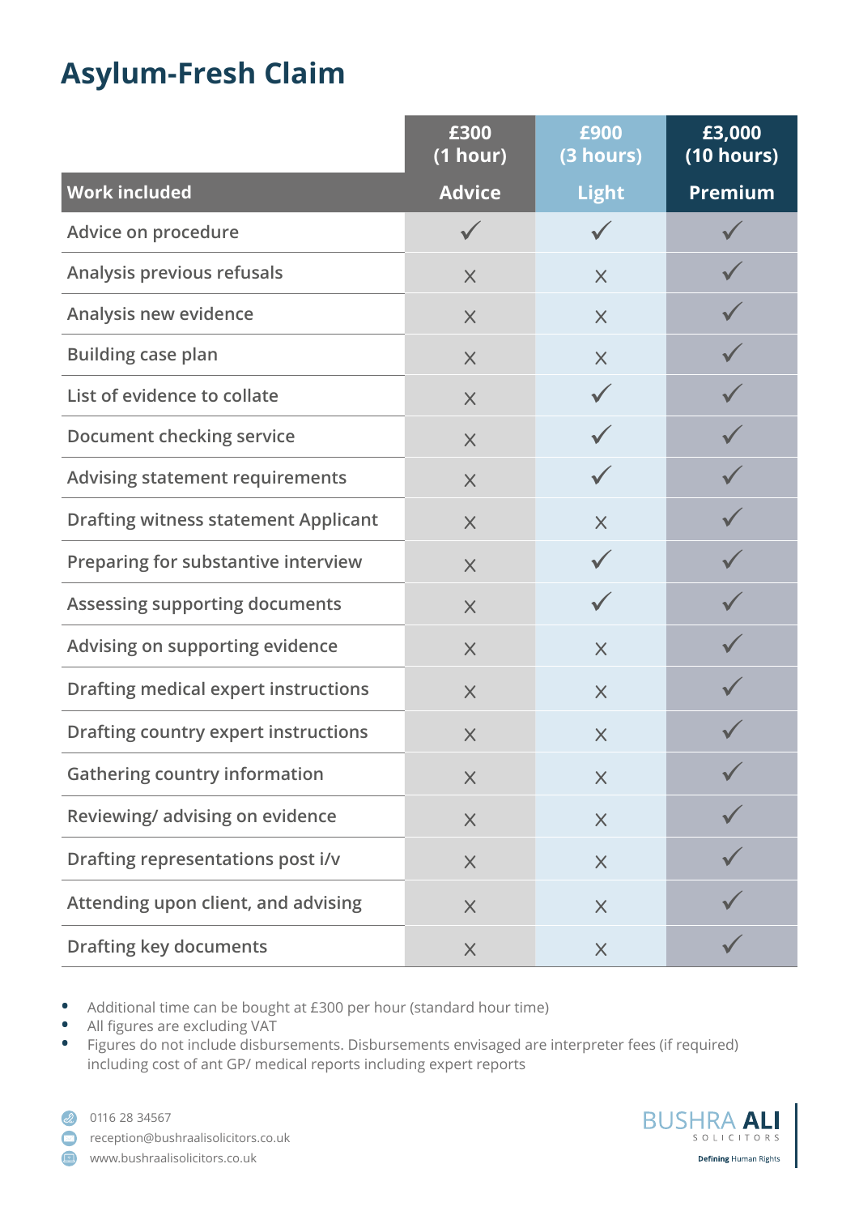# Asylum-Fresh Claim

| | £300 (1 hour) | £900 (3 hours) | £3,000 (10 hours) |
|---|---|---|---|
| **Work included** | **Advice** | **Light** | **Premium** |
| Advice on procedure | ✓ | ✓ | ✓ |
| Analysis previous refusals | × | × | ✓ |
| Analysis new evidence | × | × | ✓ |
| Building case plan | × | × | ✓ |
| List of evidence to collate | × | ✓ | ✓ |
| Document checking service | × | ✓ | ✓ |
| Advising statement requirements | × | ✓ | ✓ |
| Drafting witness statement Applicant | × | × | ✓ |
| Preparing for substantive interview | × | ✓ | ✓ |
| Assessing supporting documents | × | ✓ | ✓ |
| Advising on supporting evidence | × | × | ✓ |
| Drafting medical expert instructions | × | × | ✓ |
| Drafting country expert instructions | × | × | ✓ |
| Gathering country information | × | × | ✓ |
| Reviewing/ advising on evidence | × | × | ✓ |
| Drafting representations post i/v | × | × | ✓ |
| Attending upon client, and advising | × | × | ✓ |
| Drafting key documents | × | × | ✓ |

- Additional time can be bought at £300 per hour (standard hour time)
- All figures are excluding VAT
- Figures do not include disbursements. Disbursements envisaged are interpreter fees (if required) including cost of ant GP/ medical reports including expert reports

0116 28 34567
reception@bushraalisolicitors.co.uk
www.bushraalisolicitors.co.uk

BUSHRA ALI SOLICITORS
Defining Human Rights